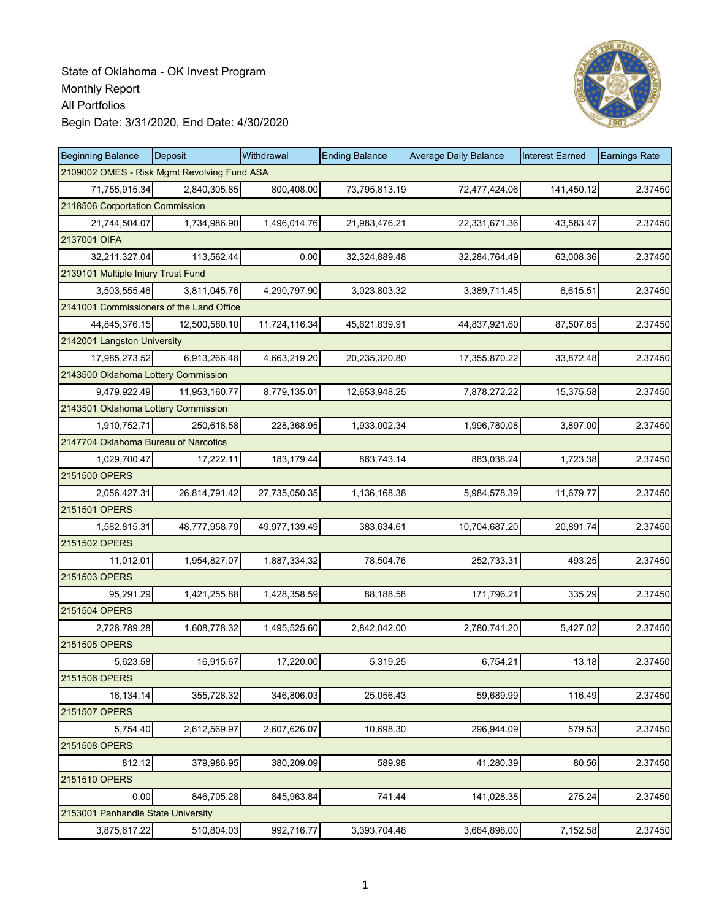State of Oklahoma - OK Invest Program
Monthly Report
All Portfolios
Begin Date: 3/31/2020, End Date: 4/30/2020

| Beginning Balance | Deposit | Withdrawal | Ending Balance | Average Daily Balance | Interest Earned | Earnings Rate |
|---|---|---|---|---|---|---|
| 2109002 OMES - Risk Mgmt Revolving Fund ASA | | | | | | |
| 71,755,915.34 | 2,840,305.85 | 800,408.00 | 73,795,813.19 | 72,477,424.06 | 141,450.12 | 2.37450 |
| 2118506 Corportation Commission | | | | | | |
| 21,744,504.07 | 1,734,986.90 | 1,496,014.76 | 21,983,476.21 | 22,331,671.36 | 43,583.47 | 2.37450 |
| 2137001 OIFA | | | | | | |
| 32,211,327.04 | 113,562.44 | 0.00 | 32,324,889.48 | 32,284,764.49 | 63,008.36 | 2.37450 |
| 2139101 Multiple Injury Trust Fund | | | | | | |
| 3,503,555.46 | 3,811,045.76 | 4,290,797.90 | 3,023,803.32 | 3,389,711.45 | 6,615.51 | 2.37450 |
| 2141001 Commissioners of the Land Office | | | | | | |
| 44,845,376.15 | 12,500,580.10 | 11,724,116.34 | 45,621,839.91 | 44,837,921.60 | 87,507.65 | 2.37450 |
| 2142001 Langston University | | | | | | |
| 17,985,273.52 | 6,913,266.48 | 4,663,219.20 | 20,235,320.80 | 17,355,870.22 | 33,872.48 | 2.37450 |
| 2143500 Oklahoma Lottery Commission | | | | | | |
| 9,479,922.49 | 11,953,160.77 | 8,779,135.01 | 12,653,948.25 | 7,878,272.22 | 15,375.58 | 2.37450 |
| 2143501 Oklahoma Lottery Commission | | | | | | |
| 1,910,752.71 | 250,618.58 | 228,368.95 | 1,933,002.34 | 1,996,780.08 | 3,897.00 | 2.37450 |
| 2147704 Oklahoma Bureau of Narcotics | | | | | | |
| 1,029,700.47 | 17,222.11 | 183,179.44 | 863,743.14 | 883,038.24 | 1,723.38 | 2.37450 |
| 2151500 OPERS | | | | | | |
| 2,056,427.31 | 26,814,791.42 | 27,735,050.35 | 1,136,168.38 | 5,984,578.39 | 11,679.77 | 2.37450 |
| 2151501 OPERS | | | | | | |
| 1,582,815.31 | 48,777,958.79 | 49,977,139.49 | 383,634.61 | 10,704,687.20 | 20,891.74 | 2.37450 |
| 2151502 OPERS | | | | | | |
| 11,012.01 | 1,954,827.07 | 1,887,334.32 | 78,504.76 | 252,733.31 | 493.25 | 2.37450 |
| 2151503 OPERS | | | | | | |
| 95,291.29 | 1,421,255.88 | 1,428,358.59 | 88,188.58 | 171,796.21 | 335.29 | 2.37450 |
| 2151504 OPERS | | | | | | |
| 2,728,789.28 | 1,608,778.32 | 1,495,525.60 | 2,842,042.00 | 2,780,741.20 | 5,427.02 | 2.37450 |
| 2151505 OPERS | | | | | | |
| 5,623.58 | 16,915.67 | 17,220.00 | 5,319.25 | 6,754.21 | 13.18 | 2.37450 |
| 2151506 OPERS | | | | | | |
| 16,134.14 | 355,728.32 | 346,806.03 | 25,056.43 | 59,689.99 | 116.49 | 2.37450 |
| 2151507 OPERS | | | | | | |
| 5,754.40 | 2,612,569.97 | 2,607,626.07 | 10,698.30 | 296,944.09 | 579.53 | 2.37450 |
| 2151508 OPERS | | | | | | |
| 812.12 | 379,986.95 | 380,209.09 | 589.98 | 41,280.39 | 80.56 | 2.37450 |
| 2151510 OPERS | | | | | | |
| 0.00 | 846,705.28 | 845,963.84 | 741.44 | 141,028.38 | 275.24 | 2.37450 |
| 2153001 Panhandle State University | | | | | | |
| 3,875,617.22 | 510,804.03 | 992,716.77 | 3,393,704.48 | 3,664,898.00 | 7,152.58 | 2.37450 |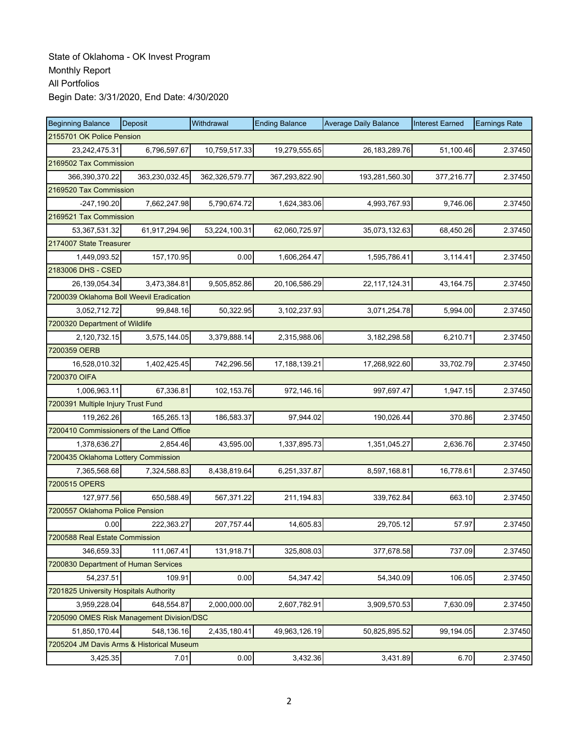State of Oklahoma - OK Invest Program
Monthly Report
All Portfolios
Begin Date: 3/31/2020, End Date: 4/30/2020

| Beginning Balance | Deposit | Withdrawal | Ending Balance | Average Daily Balance | Interest Earned | Earnings Rate |
|---|---|---|---|---|---|---|
| 2155701 OK Police Pension | | | | | | |
| 23,242,475.31 | 6,796,597.67 | 10,759,517.33 | 19,279,555.65 | 26,183,289.76 | 51,100.46 | 2.37450 |
| 2169502 Tax Commission | | | | | | |
| 366,390,370.22 | 363,230,032.45 | 362,326,579.77 | 367,293,822.90 | 193,281,560.30 | 377,216.77 | 2.37450 |
| 2169520 Tax Commission | | | | | | |
| -247,190.20 | 7,662,247.98 | 5,790,674.72 | 1,624,383.06 | 4,993,767.93 | 9,746.06 | 2.37450 |
| 2169521 Tax Commission | | | | | | |
| 53,367,531.32 | 61,917,294.96 | 53,224,100.31 | 62,060,725.97 | 35,073,132.63 | 68,450.26 | 2.37450 |
| 2174007 State Treasurer | | | | | | |
| 1,449,093.52 | 157,170.95 | 0.00 | 1,606,264.47 | 1,595,786.41 | 3,114.41 | 2.37450 |
| 2183006 DHS - CSED | | | | | | |
| 26,139,054.34 | 3,473,384.81 | 9,505,852.86 | 20,106,586.29 | 22,117,124.31 | 43,164.75 | 2.37450 |
| 7200039 Oklahoma Boll Weevil Eradication | | | | | | |
| 3,052,712.72 | 99,848.16 | 50,322.95 | 3,102,237.93 | 3,071,254.78 | 5,994.00 | 2.37450 |
| 7200320 Department of Wildlife | | | | | | |
| 2,120,732.15 | 3,575,144.05 | 3,379,888.14 | 2,315,988.06 | 3,182,298.58 | 6,210.71 | 2.37450 |
| 7200359 OERB | | | | | | |
| 16,528,010.32 | 1,402,425.45 | 742,296.56 | 17,188,139.21 | 17,268,922.60 | 33,702.79 | 2.37450 |
| 7200370 OIFA | | | | | | |
| 1,006,963.11 | 67,336.81 | 102,153.76 | 972,146.16 | 997,697.47 | 1,947.15 | 2.37450 |
| 7200391 Multiple Injury Trust Fund | | | | | | |
| 119,262.26 | 165,265.13 | 186,583.37 | 97,944.02 | 190,026.44 | 370.86 | 2.37450 |
| 7200410 Commissioners of the Land Office | | | | | | |
| 1,378,636.27 | 2,854.46 | 43,595.00 | 1,337,895.73 | 1,351,045.27 | 2,636.76 | 2.37450 |
| 7200435 Oklahoma Lottery Commission | | | | | | |
| 7,365,568.68 | 7,324,588.83 | 8,438,819.64 | 6,251,337.87 | 8,597,168.81 | 16,778.61 | 2.37450 |
| 7200515 OPERS | | | | | | |
| 127,977.56 | 650,588.49 | 567,371.22 | 211,194.83 | 339,762.84 | 663.10 | 2.37450 |
| 7200557 Oklahoma Police Pension | | | | | | |
| 0.00 | 222,363.27 | 207,757.44 | 14,605.83 | 29,705.12 | 57.97 | 2.37450 |
| 7200588 Real Estate Commission | | | | | | |
| 346,659.33 | 111,067.41 | 131,918.71 | 325,808.03 | 377,678.58 | 737.09 | 2.37450 |
| 7200830 Department of Human Services | | | | | | |
| 54,237.51 | 109.91 | 0.00 | 54,347.42 | 54,340.09 | 106.05 | 2.37450 |
| 7201825 University Hospitals Authority | | | | | | |
| 3,959,228.04 | 648,554.87 | 2,000,000.00 | 2,607,782.91 | 3,909,570.53 | 7,630.09 | 2.37450 |
| 7205090 OMES Risk Management Division/DSC | | | | | | |
| 51,850,170.44 | 548,136.16 | 2,435,180.41 | 49,963,126.19 | 50,825,895.52 | 99,194.05 | 2.37450 |
| 7205204 JM Davis Arms & Historical Museum | | | | | | |
| 3,425.35 | 7.01 | 0.00 | 3,432.36 | 3,431.89 | 6.70 | 2.37450 |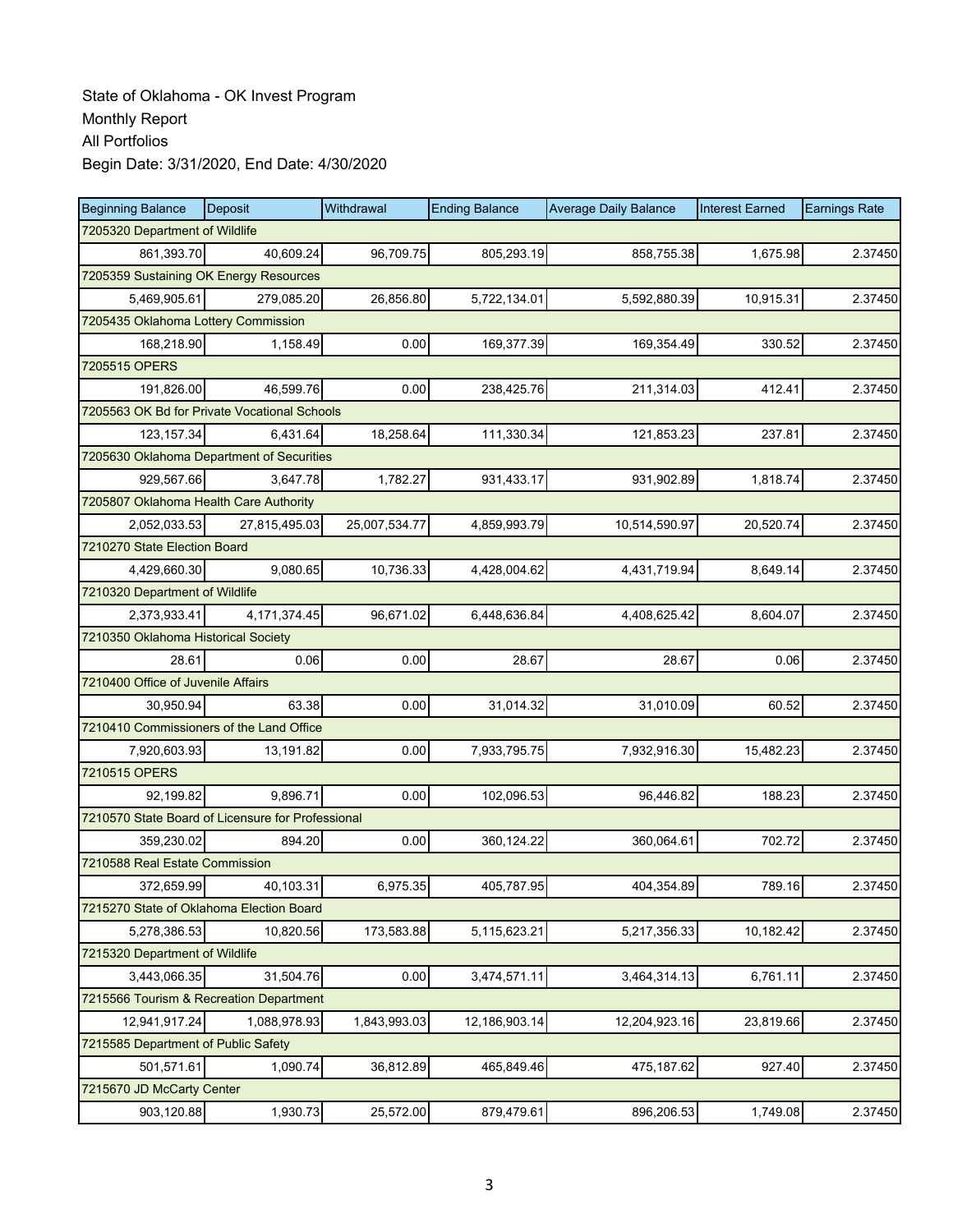State of Oklahoma - OK Invest Program
Monthly Report
All Portfolios
Begin Date: 3/31/2020, End Date: 4/30/2020

| Beginning Balance | Deposit | Withdrawal | Ending Balance | Average Daily Balance | Interest Earned | Earnings Rate |
|---|---|---|---|---|---|---|
| 7205320 Department of Wildlife | | | | | | |
| 861,393.70 | 40,609.24 | 96,709.75 | 805,293.19 | 858,755.38 | 1,675.98 | 2.37450 |
| 7205359 Sustaining OK Energy Resources | | | | | | |
| 5,469,905.61 | 279,085.20 | 26,856.80 | 5,722,134.01 | 5,592,880.39 | 10,915.31 | 2.37450 |
| 7205435 Oklahoma Lottery Commission | | | | | | |
| 168,218.90 | 1,158.49 | 0.00 | 169,377.39 | 169,354.49 | 330.52 | 2.37450 |
| 7205515 OPERS | | | | | | |
| 191,826.00 | 46,599.76 | 0.00 | 238,425.76 | 211,314.03 | 412.41 | 2.37450 |
| 7205563 OK Bd for Private Vocational Schools | | | | | | |
| 123,157.34 | 6,431.64 | 18,258.64 | 111,330.34 | 121,853.23 | 237.81 | 2.37450 |
| 7205630 Oklahoma Department of Securities | | | | | | |
| 929,567.66 | 3,647.78 | 1,782.27 | 931,433.17 | 931,902.89 | 1,818.74 | 2.37450 |
| 7205807 Oklahoma Health Care Authority | | | | | | |
| 2,052,033.53 | 27,815,495.03 | 25,007,534.77 | 4,859,993.79 | 10,514,590.97 | 20,520.74 | 2.37450 |
| 7210270 State Election Board | | | | | | |
| 4,429,660.30 | 9,080.65 | 10,736.33 | 4,428,004.62 | 4,431,719.94 | 8,649.14 | 2.37450 |
| 7210320 Department of Wildlife | | | | | | |
| 2,373,933.41 | 4,171,374.45 | 96,671.02 | 6,448,636.84 | 4,408,625.42 | 8,604.07 | 2.37450 |
| 7210350 Oklahoma Historical Society | | | | | | |
| 28.61 | 0.06 | 0.00 | 28.67 | 28.67 | 0.06 | 2.37450 |
| 7210400 Office of Juvenile Affairs | | | | | | |
| 30,950.94 | 63.38 | 0.00 | 31,014.32 | 31,010.09 | 60.52 | 2.37450 |
| 7210410 Commissioners of the Land Office | | | | | | |
| 7,920,603.93 | 13,191.82 | 0.00 | 7,933,795.75 | 7,932,916.30 | 15,482.23 | 2.37450 |
| 7210515 OPERS | | | | | | |
| 92,199.82 | 9,896.71 | 0.00 | 102,096.53 | 96,446.82 | 188.23 | 2.37450 |
| 7210570 State Board of Licensure for Professional | | | | | | |
| 359,230.02 | 894.20 | 0.00 | 360,124.22 | 360,064.61 | 702.72 | 2.37450 |
| 7210588 Real Estate Commission | | | | | | |
| 372,659.99 | 40,103.31 | 6,975.35 | 405,787.95 | 404,354.89 | 789.16 | 2.37450 |
| 7215270 State of Oklahoma Election Board | | | | | | |
| 5,278,386.53 | 10,820.56 | 173,583.88 | 5,115,623.21 | 5,217,356.33 | 10,182.42 | 2.37450 |
| 7215320 Department of Wildlife | | | | | | |
| 3,443,066.35 | 31,504.76 | 0.00 | 3,474,571.11 | 3,464,314.13 | 6,761.11 | 2.37450 |
| 7215566 Tourism & Recreation Department | | | | | | |
| 12,941,917.24 | 1,088,978.93 | 1,843,993.03 | 12,186,903.14 | 12,204,923.16 | 23,819.66 | 2.37450 |
| 7215585 Department of Public Safety | | | | | | |
| 501,571.61 | 1,090.74 | 36,812.89 | 465,849.46 | 475,187.62 | 927.40 | 2.37450 |
| 7215670 JD McCarty Center | | | | | | |
| 903,120.88 | 1,930.73 | 25,572.00 | 879,479.61 | 896,206.53 | 1,749.08 | 2.37450 |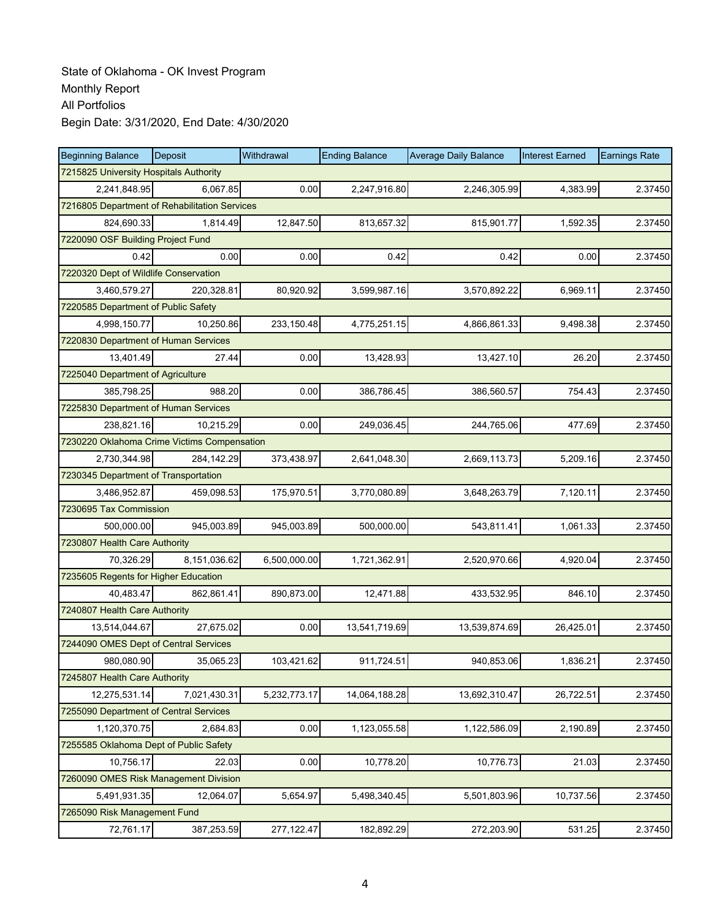State of Oklahoma - OK Invest Program
Monthly Report
All Portfolios
Begin Date: 3/31/2020, End Date: 4/30/2020

| Beginning Balance | Deposit | Withdrawal | Ending Balance | Average Daily Balance | Interest Earned | Earnings Rate |
|---|---|---|---|---|---|---|
| 7215825 University Hospitals Authority | | | | | | |
| 2,241,848.95 | 6,067.85 | 0.00 | 2,247,916.80 | 2,246,305.99 | 4,383.99 | 2.37450 |
| 7216805 Department of Rehabilitation Services | | | | | | |
| 824,690.33 | 1,814.49 | 12,847.50 | 813,657.32 | 815,901.77 | 1,592.35 | 2.37450 |
| 7220090 OSF Building Project Fund | | | | | | |
| 0.42 | 0.00 | 0.00 | 0.42 | 0.42 | 0.00 | 2.37450 |
| 7220320 Dept of Wildlife Conservation | | | | | | |
| 3,460,579.27 | 220,328.81 | 80,920.92 | 3,599,987.16 | 3,570,892.22 | 6,969.11 | 2.37450 |
| 7220585 Department of Public Safety | | | | | | |
| 4,998,150.77 | 10,250.86 | 233,150.48 | 4,775,251.15 | 4,866,861.33 | 9,498.38 | 2.37450 |
| 7220830 Department of Human Services | | | | | | |
| 13,401.49 | 27.44 | 0.00 | 13,428.93 | 13,427.10 | 26.20 | 2.37450 |
| 7225040 Department of Agriculture | | | | | | |
| 385,798.25 | 988.20 | 0.00 | 386,786.45 | 386,560.57 | 754.43 | 2.37450 |
| 7225830 Department of Human Services | | | | | | |
| 238,821.16 | 10,215.29 | 0.00 | 249,036.45 | 244,765.06 | 477.69 | 2.37450 |
| 7230220 Oklahoma Crime Victims Compensation | | | | | | |
| 2,730,344.98 | 284,142.29 | 373,438.97 | 2,641,048.30 | 2,669,113.73 | 5,209.16 | 2.37450 |
| 7230345 Department of Transportation | | | | | | |
| 3,486,952.87 | 459,098.53 | 175,970.51 | 3,770,080.89 | 3,648,263.79 | 7,120.11 | 2.37450 |
| 7230695 Tax Commission | | | | | | |
| 500,000.00 | 945,003.89 | 945,003.89 | 500,000.00 | 543,811.41 | 1,061.33 | 2.37450 |
| 7230807 Health Care Authority | | | | | | |
| 70,326.29 | 8,151,036.62 | 6,500,000.00 | 1,721,362.91 | 2,520,970.66 | 4,920.04 | 2.37450 |
| 7235605 Regents for Higher Education | | | | | | |
| 40,483.47 | 862,861.41 | 890,873.00 | 12,471.88 | 433,532.95 | 846.10 | 2.37450 |
| 7240807 Health Care Authority | | | | | | |
| 13,514,044.67 | 27,675.02 | 0.00 | 13,541,719.69 | 13,539,874.69 | 26,425.01 | 2.37450 |
| 7244090 OMES Dept of Central Services | | | | | | |
| 980,080.90 | 35,065.23 | 103,421.62 | 911,724.51 | 940,853.06 | 1,836.21 | 2.37450 |
| 7245807 Health Care Authority | | | | | | |
| 12,275,531.14 | 7,021,430.31 | 5,232,773.17 | 14,064,188.28 | 13,692,310.47 | 26,722.51 | 2.37450 |
| 7255090 Department of Central Services | | | | | | |
| 1,120,370.75 | 2,684.83 | 0.00 | 1,123,055.58 | 1,122,586.09 | 2,190.89 | 2.37450 |
| 7255585 Oklahoma Dept of Public Safety | | | | | | |
| 10,756.17 | 22.03 | 0.00 | 10,778.20 | 10,776.73 | 21.03 | 2.37450 |
| 7260090 OMES Risk Management Division | | | | | | |
| 5,491,931.35 | 12,064.07 | 5,654.97 | 5,498,340.45 | 5,501,803.96 | 10,737.56 | 2.37450 |
| 7265090 Risk Management Fund | | | | | | |
| 72,761.17 | 387,253.59 | 277,122.47 | 182,892.29 | 272,203.90 | 531.25 | 2.37450 |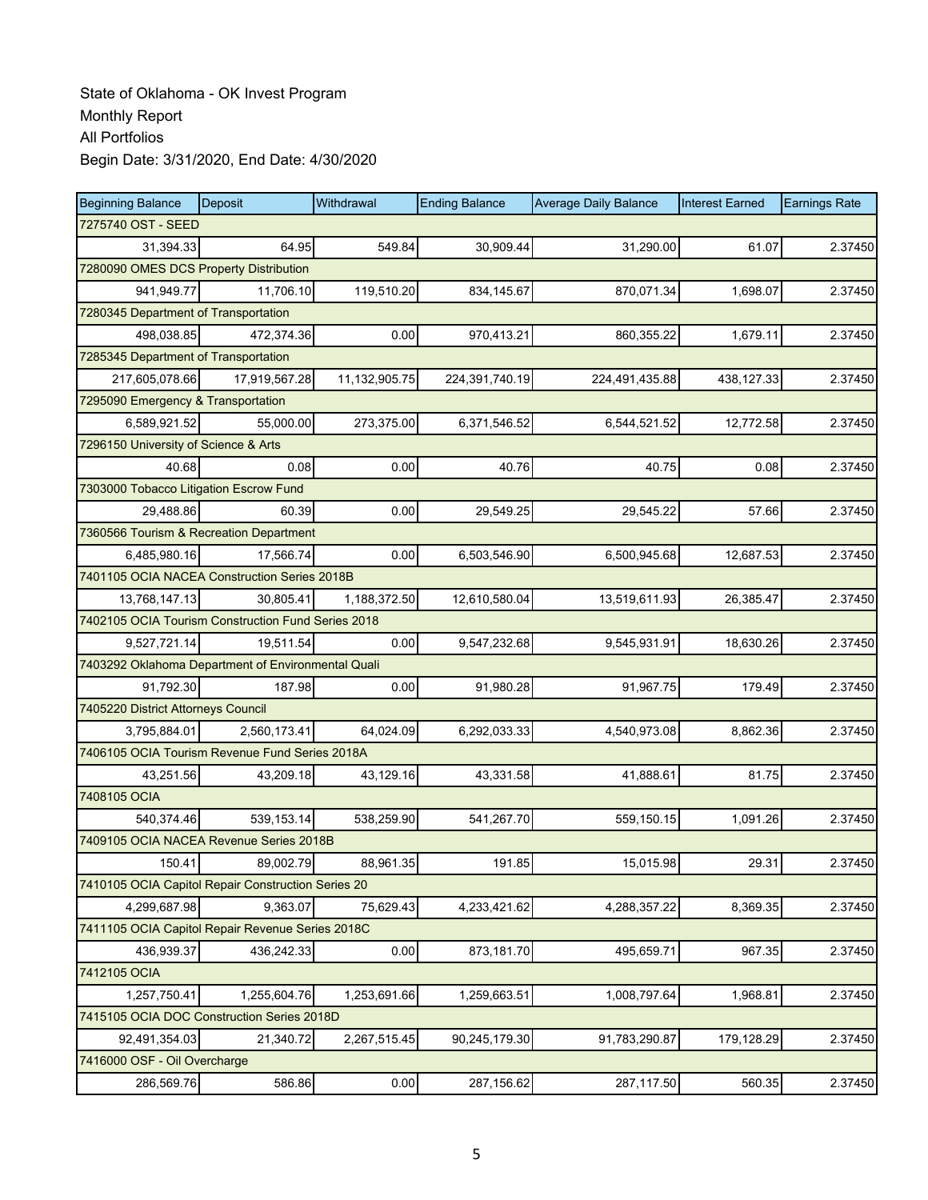State of Oklahoma - OK Invest Program
Monthly Report
All Portfolios
Begin Date: 3/31/2020, End Date: 4/30/2020

| Beginning Balance | Deposit | Withdrawal | Ending Balance | Average Daily Balance | Interest Earned | Earnings Rate |
|---|---|---|---|---|---|---|
| 7275740 OST - SEED | | | | | | |
| 31,394.33 | 64.95 | 549.84 | 30,909.44 | 31,290.00 | 61.07 | 2.37450 |
| 7280090 OMES DCS Property Distribution | | | | | | |
| 941,949.77 | 11,706.10 | 119,510.20 | 834,145.67 | 870,071.34 | 1,698.07 | 2.37450 |
| 7280345 Department of Transportation | | | | | | |
| 498,038.85 | 472,374.36 | 0.00 | 970,413.21 | 860,355.22 | 1,679.11 | 2.37450 |
| 7285345 Department of Transportation | | | | | | |
| 217,605,078.66 | 17,919,567.28 | 11,132,905.75 | 224,391,740.19 | 224,491,435.88 | 438,127.33 | 2.37450 |
| 7295090 Emergency & Transportation | | | | | | |
| 6,589,921.52 | 55,000.00 | 273,375.00 | 6,371,546.52 | 6,544,521.52 | 12,772.58 | 2.37450 |
| 7296150 University of Science & Arts | | | | | | |
| 40.68 | 0.08 | 0.00 | 40.76 | 40.75 | 0.08 | 2.37450 |
| 7303000 Tobacco Litigation Escrow Fund | | | | | | |
| 29,488.86 | 60.39 | 0.00 | 29,549.25 | 29,545.22 | 57.66 | 2.37450 |
| 7360566 Tourism & Recreation Department | | | | | | |
| 6,485,980.16 | 17,566.74 | 0.00 | 6,503,546.90 | 6,500,945.68 | 12,687.53 | 2.37450 |
| 7401105 OCIA NACEA Construction Series 2018B | | | | | | |
| 13,768,147.13 | 30,805.41 | 1,188,372.50 | 12,610,580.04 | 13,519,611.93 | 26,385.47 | 2.37450 |
| 7402105 OCIA Tourism Construction Fund Series 2018 | | | | | | |
| 9,527,721.14 | 19,511.54 | 0.00 | 9,547,232.68 | 9,545,931.91 | 18,630.26 | 2.37450 |
| 7403292 Oklahoma Department of Environmental Quali | | | | | | |
| 91,792.30 | 187.98 | 0.00 | 91,980.28 | 91,967.75 | 179.49 | 2.37450 |
| 7405220 District Attorneys Council | | | | | | |
| 3,795,884.01 | 2,560,173.41 | 64,024.09 | 6,292,033.33 | 4,540,973.08 | 8,862.36 | 2.37450 |
| 7406105 OCIA Tourism Revenue Fund Series 2018A | | | | | | |
| 43,251.56 | 43,209.18 | 43,129.16 | 43,331.58 | 41,888.61 | 81.75 | 2.37450 |
| 7408105 OCIA | | | | | | |
| 540,374.46 | 539,153.14 | 538,259.90 | 541,267.70 | 559,150.15 | 1,091.26 | 2.37450 |
| 7409105 OCIA NACEA Revenue Series 2018B | | | | | | |
| 150.41 | 89,002.79 | 88,961.35 | 191.85 | 15,015.98 | 29.31 | 2.37450 |
| 7410105 OCIA Capitol Repair Construction Series 20 | | | | | | |
| 4,299,687.98 | 9,363.07 | 75,629.43 | 4,233,421.62 | 4,288,357.22 | 8,369.35 | 2.37450 |
| 7411105 OCIA Capitol Repair Revenue Series 2018C | | | | | | |
| 436,939.37 | 436,242.33 | 0.00 | 873,181.70 | 495,659.71 | 967.35 | 2.37450 |
| 7412105 OCIA | | | | | | |
| 1,257,750.41 | 1,255,604.76 | 1,253,691.66 | 1,259,663.51 | 1,008,797.64 | 1,968.81 | 2.37450 |
| 7415105 OCIA DOC Construction Series 2018D | | | | | | |
| 92,491,354.03 | 21,340.72 | 2,267,515.45 | 90,245,179.30 | 91,783,290.87 | 179,128.29 | 2.37450 |
| 7416000 OSF - Oil Overcharge | | | | | | |
| 286,569.76 | 586.86 | 0.00 | 287,156.62 | 287,117.50 | 560.35 | 2.37450 |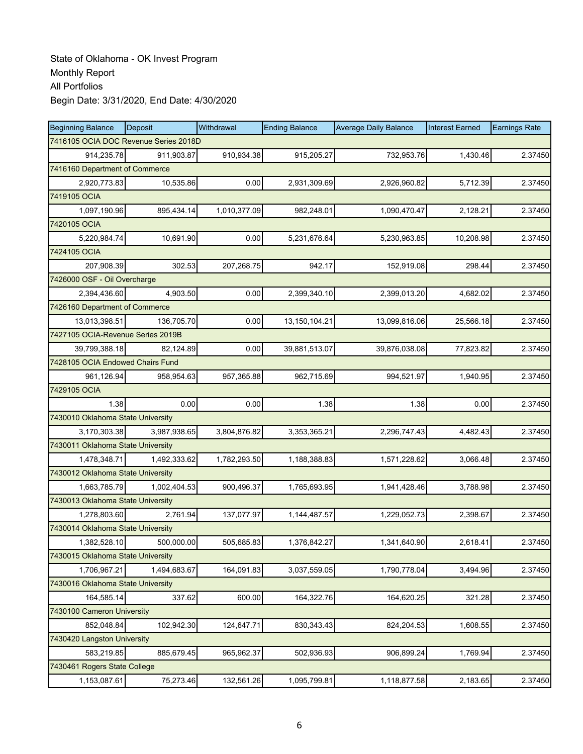State of Oklahoma - OK Invest Program

Monthly Report

All Portfolios

Begin Date: 3/31/2020, End Date: 4/30/2020

| Beginning Balance | Deposit | Withdrawal | Ending Balance | Average Daily Balance | Interest Earned | Earnings Rate |
|---|---|---|---|---|---|---|
| 7416105 OCIA DOC Revenue Series 2018D | | | | | | |
| 914,235.78 | 911,903.87 | 910,934.38 | 915,205.27 | 732,953.76 | 1,430.46 | 2.37450 |
| 7416160 Department of Commerce | | | | | | |
| 2,920,773.83 | 10,535.86 | 0.00 | 2,931,309.69 | 2,926,960.82 | 5,712.39 | 2.37450 |
| 7419105 OCIA | | | | | | |
| 1,097,190.96 | 895,434.14 | 1,010,377.09 | 982,248.01 | 1,090,470.47 | 2,128.21 | 2.37450 |
| 7420105 OCIA | | | | | | |
| 5,220,984.74 | 10,691.90 | 0.00 | 5,231,676.64 | 5,230,963.85 | 10,208.98 | 2.37450 |
| 7424105 OCIA | | | | | | |
| 207,908.39 | 302.53 | 207,268.75 | 942.17 | 152,919.08 | 298.44 | 2.37450 |
| 7426000 OSF - Oil Overcharge | | | | | | |
| 2,394,436.60 | 4,903.50 | 0.00 | 2,399,340.10 | 2,399,013.20 | 4,682.02 | 2.37450 |
| 7426160 Department of Commerce | | | | | | |
| 13,013,398.51 | 136,705.70 | 0.00 | 13,150,104.21 | 13,099,816.06 | 25,566.18 | 2.37450 |
| 7427105 OCIA-Revenue Series 2019B | | | | | | |
| 39,799,388.18 | 82,124.89 | 0.00 | 39,881,513.07 | 39,876,038.08 | 77,823.82 | 2.37450 |
| 7428105 OCIA Endowed Chairs Fund | | | | | | |
| 961,126.94 | 958,954.63 | 957,365.88 | 962,715.69 | 994,521.97 | 1,940.95 | 2.37450 |
| 7429105 OCIA | | | | | | |
| 1.38 | 0.00 | 0.00 | 1.38 | 1.38 | 0.00 | 2.37450 |
| 7430010 Oklahoma State University | | | | | | |
| 3,170,303.38 | 3,987,938.65 | 3,804,876.82 | 3,353,365.21 | 2,296,747.43 | 4,482.43 | 2.37450 |
| 7430011 Oklahoma State University | | | | | | |
| 1,478,348.71 | 1,492,333.62 | 1,782,293.50 | 1,188,388.83 | 1,571,228.62 | 3,066.48 | 2.37450 |
| 7430012 Oklahoma State University | | | | | | |
| 1,663,785.79 | 1,002,404.53 | 900,496.37 | 1,765,693.95 | 1,941,428.46 | 3,788.98 | 2.37450 |
| 7430013 Oklahoma State University | | | | | | |
| 1,278,803.60 | 2,761.94 | 137,077.97 | 1,144,487.57 | 1,229,052.73 | 2,398.67 | 2.37450 |
| 7430014 Oklahoma State University | | | | | | |
| 1,382,528.10 | 500,000.00 | 505,685.83 | 1,376,842.27 | 1,341,640.90 | 2,618.41 | 2.37450 |
| 7430015 Oklahoma State University | | | | | | |
| 1,706,967.21 | 1,494,683.67 | 164,091.83 | 3,037,559.05 | 1,790,778.04 | 3,494.96 | 2.37450 |
| 7430016 Oklahoma State University | | | | | | |
| 164,585.14 | 337.62 | 600.00 | 164,322.76 | 164,620.25 | 321.28 | 2.37450 |
| 7430100 Cameron University | | | | | | |
| 852,048.84 | 102,942.30 | 124,647.71 | 830,343.43 | 824,204.53 | 1,608.55 | 2.37450 |
| 7430420 Langston University | | | | | | |
| 583,219.85 | 885,679.45 | 965,962.37 | 502,936.93 | 906,899.24 | 1,769.94 | 2.37450 |
| 7430461 Rogers State College | | | | | | |
| 1,153,087.61 | 75,273.46 | 132,561.26 | 1,095,799.81 | 1,118,877.58 | 2,183.65 | 2.37450 |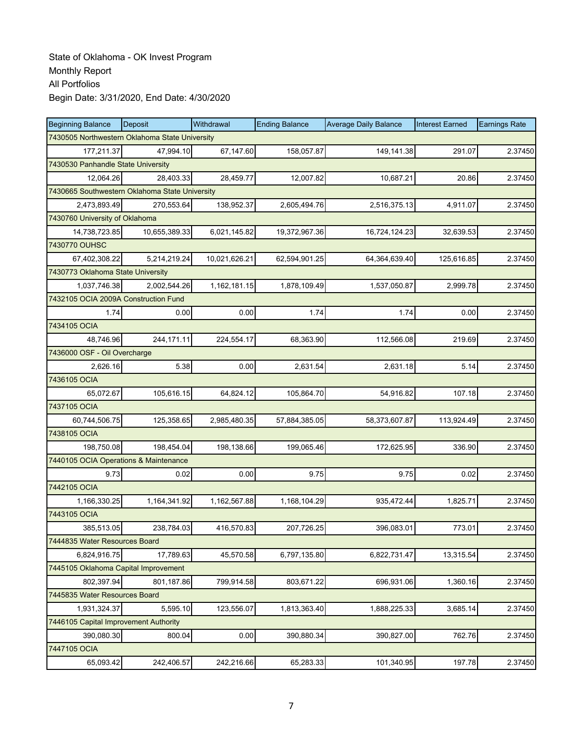State of Oklahoma - OK Invest Program
Monthly Report
All Portfolios
Begin Date: 3/31/2020, End Date: 4/30/2020

| Beginning Balance | Deposit | Withdrawal | Ending Balance | Average Daily Balance | Interest Earned | Earnings Rate |
|---|---|---|---|---|---|---|
| 7430505 Northwestern Oklahoma State University | | | | | | |
| 177,211.37 | 47,994.10 | 67,147.60 | 158,057.87 | 149,141.38 | 291.07 | 2.37450 |
| 7430530 Panhandle State University | | | | | | |
| 12,064.26 | 28,403.33 | 28,459.77 | 12,007.82 | 10,687.21 | 20.86 | 2.37450 |
| 7430665 Southwestern Oklahoma State University | | | | | | |
| 2,473,893.49 | 270,553.64 | 138,952.37 | 2,605,494.76 | 2,516,375.13 | 4,911.07 | 2.37450 |
| 7430760 University of Oklahoma | | | | | | |
| 14,738,723.85 | 10,655,389.33 | 6,021,145.82 | 19,372,967.36 | 16,724,124.23 | 32,639.53 | 2.37450 |
| 7430770 OUHSC | | | | | | |
| 67,402,308.22 | 5,214,219.24 | 10,021,626.21 | 62,594,901.25 | 64,364,639.40 | 125,616.85 | 2.37450 |
| 7430773 Oklahoma State University | | | | | | |
| 1,037,746.38 | 2,002,544.26 | 1,162,181.15 | 1,878,109.49 | 1,537,050.87 | 2,999.78 | 2.37450 |
| 7432105 OCIA 2009A Construction Fund | | | | | | |
| 1.74 | 0.00 | 0.00 | 1.74 | 1.74 | 0.00 | 2.37450 |
| 7434105 OCIA | | | | | | |
| 48,746.96 | 244,171.11 | 224,554.17 | 68,363.90 | 112,566.08 | 219.69 | 2.37450 |
| 7436000 OSF - Oil Overcharge | | | | | | |
| 2,626.16 | 5.38 | 0.00 | 2,631.54 | 2,631.18 | 5.14 | 2.37450 |
| 7436105 OCIA | | | | | | |
| 65,072.67 | 105,616.15 | 64,824.12 | 105,864.70 | 54,916.82 | 107.18 | 2.37450 |
| 7437105 OCIA | | | | | | |
| 60,744,506.75 | 125,358.65 | 2,985,480.35 | 57,884,385.05 | 58,373,607.87 | 113,924.49 | 2.37450 |
| 7438105 OCIA | | | | | | |
| 198,750.08 | 198,454.04 | 198,138.66 | 199,065.46 | 172,625.95 | 336.90 | 2.37450 |
| 7440105 OCIA Operations & Maintenance | | | | | | |
| 9.73 | 0.02 | 0.00 | 9.75 | 9.75 | 0.02 | 2.37450 |
| 7442105 OCIA | | | | | | |
| 1,166,330.25 | 1,164,341.92 | 1,162,567.88 | 1,168,104.29 | 935,472.44 | 1,825.71 | 2.37450 |
| 7443105 OCIA | | | | | | |
| 385,513.05 | 238,784.03 | 416,570.83 | 207,726.25 | 396,083.01 | 773.01 | 2.37450 |
| 7444835 Water Resources Board | | | | | | |
| 6,824,916.75 | 17,789.63 | 45,570.58 | 6,797,135.80 | 6,822,731.47 | 13,315.54 | 2.37450 |
| 7445105 Oklahoma Capital Improvement | | | | | | |
| 802,397.94 | 801,187.86 | 799,914.58 | 803,671.22 | 696,931.06 | 1,360.16 | 2.37450 |
| 7445835 Water Resources Board | | | | | | |
| 1,931,324.37 | 5,595.10 | 123,556.07 | 1,813,363.40 | 1,888,225.33 | 3,685.14 | 2.37450 |
| 7446105 Capital Improvement Authority | | | | | | |
| 390,080.30 | 800.04 | 0.00 | 390,880.34 | 390,827.00 | 762.76 | 2.37450 |
| 7447105 OCIA | | | | | | |
| 65,093.42 | 242,406.57 | 242,216.66 | 65,283.33 | 101,340.95 | 197.78 | 2.37450 |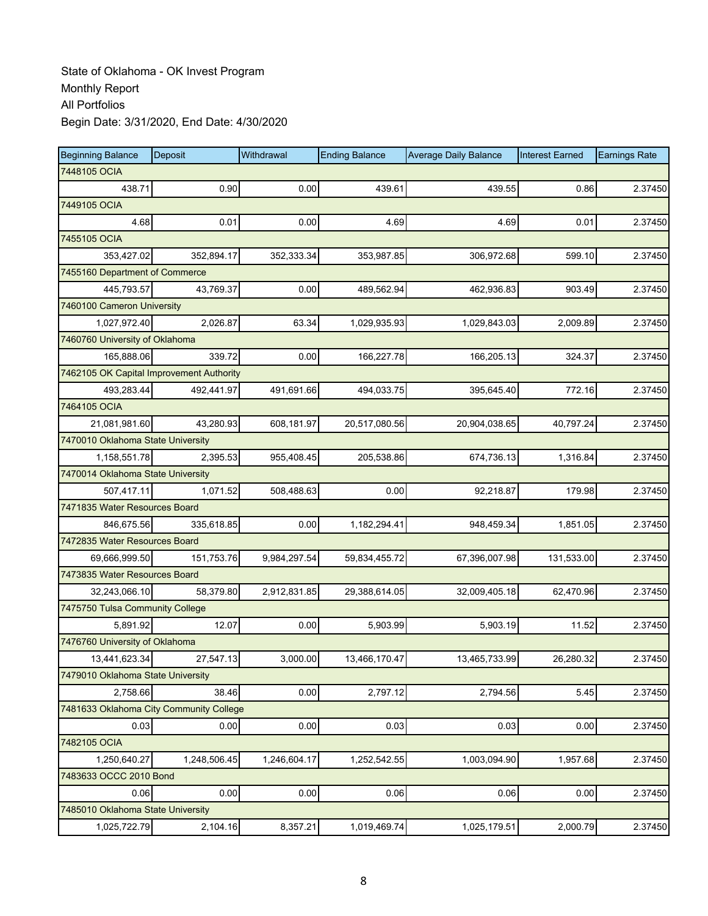State of Oklahoma - OK Invest Program
Monthly Report
All Portfolios
Begin Date: 3/31/2020, End Date: 4/30/2020

| Beginning Balance | Deposit | Withdrawal | Ending Balance | Average Daily Balance | Interest Earned | Earnings Rate |
|---|---|---|---|---|---|---|
| 7448105 OCIA | | | | | | |
| 438.71 | 0.90 | 0.00 | 439.61 | 439.55 | 0.86 | 2.37450 |
| 7449105 OCIA | | | | | | |
| 4.68 | 0.01 | 0.00 | 4.69 | 4.69 | 0.01 | 2.37450 |
| 7455105 OCIA | | | | | | |
| 353,427.02 | 352,894.17 | 352,333.34 | 353,987.85 | 306,972.68 | 599.10 | 2.37450 |
| 7455160 Department of Commerce | | | | | | |
| 445,793.57 | 43,769.37 | 0.00 | 489,562.94 | 462,936.83 | 903.49 | 2.37450 |
| 7460100 Cameron University | | | | | | |
| 1,027,972.40 | 2,026.87 | 63.34 | 1,029,935.93 | 1,029,843.03 | 2,009.89 | 2.37450 |
| 7460760 University of Oklahoma | | | | | | |
| 165,888.06 | 339.72 | 0.00 | 166,227.78 | 166,205.13 | 324.37 | 2.37450 |
| 7462105 OK Capital Improvement Authority | | | | | | |
| 493,283.44 | 492,441.97 | 491,691.66 | 494,033.75 | 395,645.40 | 772.16 | 2.37450 |
| 7464105 OCIA | | | | | | |
| 21,081,981.60 | 43,280.93 | 608,181.97 | 20,517,080.56 | 20,904,038.65 | 40,797.24 | 2.37450 |
| 7470010 Oklahoma State University | | | | | | |
| 1,158,551.78 | 2,395.53 | 955,408.45 | 205,538.86 | 674,736.13 | 1,316.84 | 2.37450 |
| 7470014 Oklahoma State University | | | | | | |
| 507,417.11 | 1,071.52 | 508,488.63 | 0.00 | 92,218.87 | 179.98 | 2.37450 |
| 7471835 Water Resources Board | | | | | | |
| 846,675.56 | 335,618.85 | 0.00 | 1,182,294.41 | 948,459.34 | 1,851.05 | 2.37450 |
| 7472835 Water Resources Board | | | | | | |
| 69,666,999.50 | 151,753.76 | 9,984,297.54 | 59,834,455.72 | 67,396,007.98 | 131,533.00 | 2.37450 |
| 7473835 Water Resources Board | | | | | | |
| 32,243,066.10 | 58,379.80 | 2,912,831.85 | 29,388,614.05 | 32,009,405.18 | 62,470.96 | 2.37450 |
| 7475750 Tulsa Community College | | | | | | |
| 5,891.92 | 12.07 | 0.00 | 5,903.99 | 5,903.19 | 11.52 | 2.37450 |
| 7476760 University of Oklahoma | | | | | | |
| 13,441,623.34 | 27,547.13 | 3,000.00 | 13,466,170.47 | 13,465,733.99 | 26,280.32 | 2.37450 |
| 7479010 Oklahoma State University | | | | | | |
| 2,758.66 | 38.46 | 0.00 | 2,797.12 | 2,794.56 | 5.45 | 2.37450 |
| 7481633 Oklahoma City Community College | | | | | | |
| 0.03 | 0.00 | 0.00 | 0.03 | 0.03 | 0.00 | 2.37450 |
| 7482105 OCIA | | | | | | |
| 1,250,640.27 | 1,248,506.45 | 1,246,604.17 | 1,252,542.55 | 1,003,094.90 | 1,957.68 | 2.37450 |
| 7483633 OCCC 2010 Bond | | | | | | |
| 0.06 | 0.00 | 0.00 | 0.06 | 0.06 | 0.00 | 2.37450 |
| 7485010 Oklahoma State University | | | | | | |
| 1,025,722.79 | 2,104.16 | 8,357.21 | 1,019,469.74 | 1,025,179.51 | 2,000.79 | 2.37450 |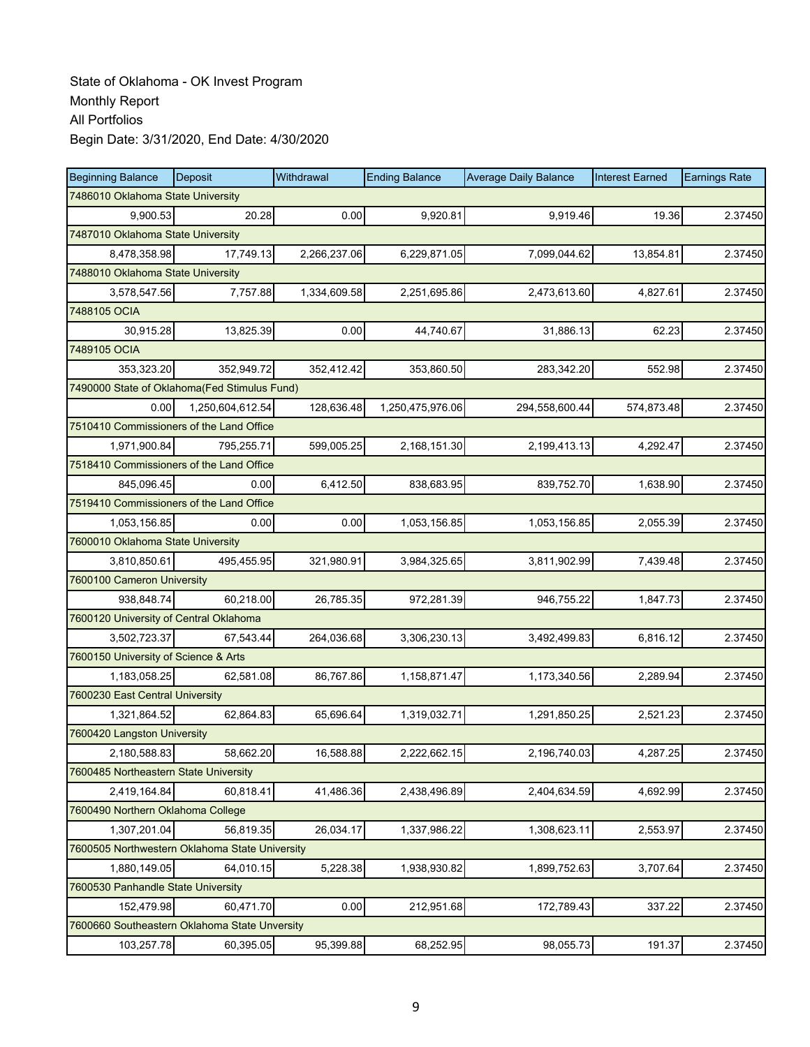State of Oklahoma - OK Invest Program
Monthly Report
All Portfolios
Begin Date: 3/31/2020, End Date: 4/30/2020

| Beginning Balance | Deposit | Withdrawal | Ending Balance | Average Daily Balance | Interest Earned | Earnings Rate |
|---|---|---|---|---|---|---|
| 7486010 Oklahoma State University | | | | | | |
| 9,900.53 | 20.28 | 0.00 | 9,920.81 | 9,919.46 | 19.36 | 2.37450 |
| 7487010 Oklahoma State University | | | | | | |
| 8,478,358.98 | 17,749.13 | 2,266,237.06 | 6,229,871.05 | 7,099,044.62 | 13,854.81 | 2.37450 |
| 7488010 Oklahoma State University | | | | | | |
| 3,578,547.56 | 7,757.88 | 1,334,609.58 | 2,251,695.86 | 2,473,613.60 | 4,827.61 | 2.37450 |
| 7488105 OCIA | | | | | | |
| 30,915.28 | 13,825.39 | 0.00 | 44,740.67 | 31,886.13 | 62.23 | 2.37450 |
| 7489105 OCIA | | | | | | |
| 353,323.20 | 352,949.72 | 352,412.42 | 353,860.50 | 283,342.20 | 552.98 | 2.37450 |
| 7490000 State of Oklahoma(Fed Stimulus Fund) | | | | | | |
| 0.00 | 1,250,604,612.54 | 128,636.48 | 1,250,475,976.06 | 294,558,600.44 | 574,873.48 | 2.37450 |
| 7510410 Commissioners of the Land Office | | | | | | |
| 1,971,900.84 | 795,255.71 | 599,005.25 | 2,168,151.30 | 2,199,413.13 | 4,292.47 | 2.37450 |
| 7518410 Commissioners of the Land Office | | | | | | |
| 845,096.45 | 0.00 | 6,412.50 | 838,683.95 | 839,752.70 | 1,638.90 | 2.37450 |
| 7519410 Commissioners of the Land Office | | | | | | |
| 1,053,156.85 | 0.00 | 0.00 | 1,053,156.85 | 1,053,156.85 | 2,055.39 | 2.37450 |
| 7600010 Oklahoma State University | | | | | | |
| 3,810,850.61 | 495,455.95 | 321,980.91 | 3,984,325.65 | 3,811,902.99 | 7,439.48 | 2.37450 |
| 7600100 Cameron University | | | | | | |
| 938,848.74 | 60,218.00 | 26,785.35 | 972,281.39 | 946,755.22 | 1,847.73 | 2.37450 |
| 7600120 University of Central Oklahoma | | | | | | |
| 3,502,723.37 | 67,543.44 | 264,036.68 | 3,306,230.13 | 3,492,499.83 | 6,816.12 | 2.37450 |
| 7600150 University of Science & Arts | | | | | | |
| 1,183,058.25 | 62,581.08 | 86,767.86 | 1,158,871.47 | 1,173,340.56 | 2,289.94 | 2.37450 |
| 7600230 East Central University | | | | | | |
| 1,321,864.52 | 62,864.83 | 65,696.64 | 1,319,032.71 | 1,291,850.25 | 2,521.23 | 2.37450 |
| 7600420 Langston University | | | | | | |
| 2,180,588.83 | 58,662.20 | 16,588.88 | 2,222,662.15 | 2,196,740.03 | 4,287.25 | 2.37450 |
| 7600485 Northeastern State University | | | | | | |
| 2,419,164.84 | 60,818.41 | 41,486.36 | 2,438,496.89 | 2,404,634.59 | 4,692.99 | 2.37450 |
| 7600490 Northern Oklahoma College | | | | | | |
| 1,307,201.04 | 56,819.35 | 26,034.17 | 1,337,986.22 | 1,308,623.11 | 2,553.97 | 2.37450 |
| 7600505 Northwestern Oklahoma State University | | | | | | |
| 1,880,149.05 | 64,010.15 | 5,228.38 | 1,938,930.82 | 1,899,752.63 | 3,707.64 | 2.37450 |
| 7600530 Panhandle State University | | | | | | |
| 152,479.98 | 60,471.70 | 0.00 | 212,951.68 | 172,789.43 | 337.22 | 2.37450 |
| 7600660 Southeastern Oklahoma State Unversity | | | | | | |
| 103,257.78 | 60,395.05 | 95,399.88 | 68,252.95 | 98,055.73 | 191.37 | 2.37450 |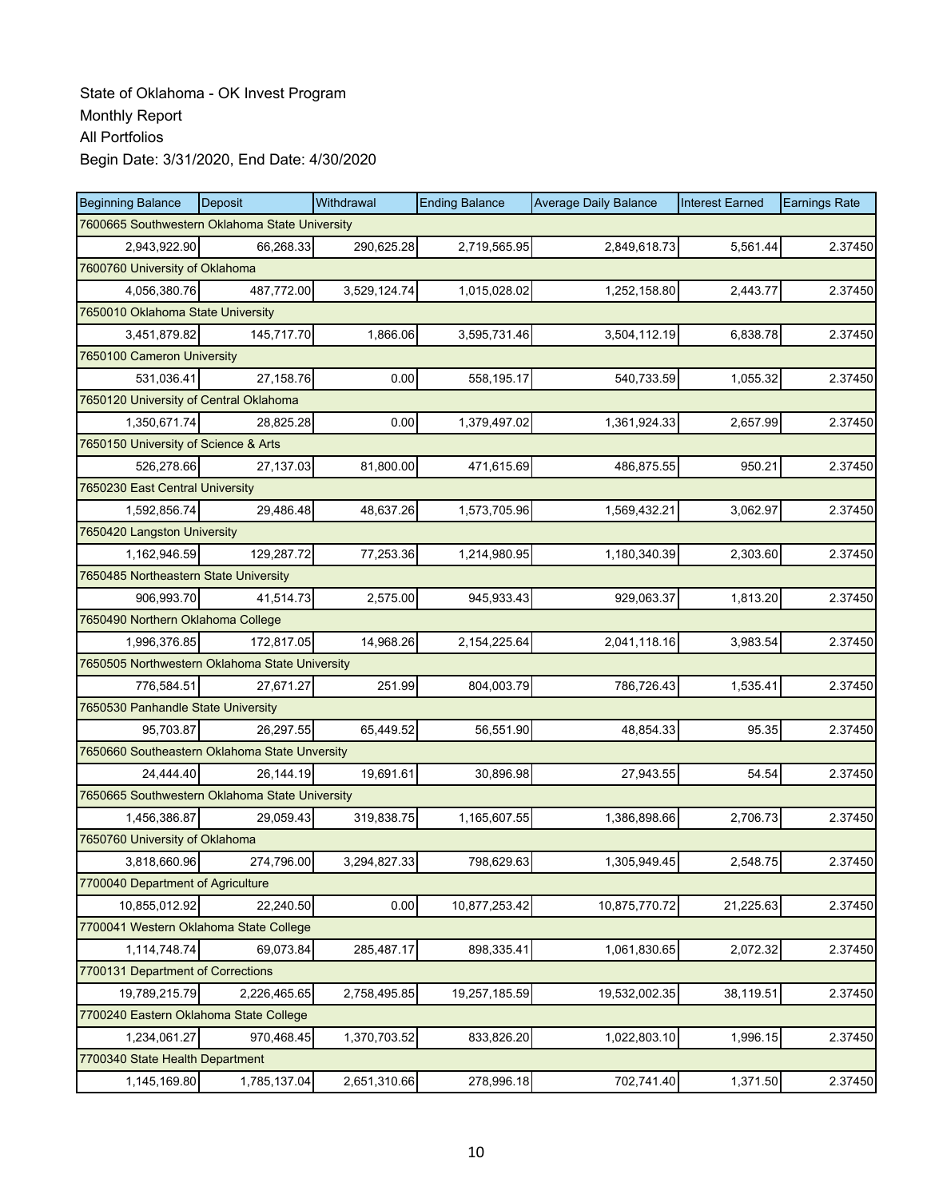State of Oklahoma - OK Invest Program
Monthly Report
All Portfolios
Begin Date: 3/31/2020, End Date: 4/30/2020

| Beginning Balance | Deposit | Withdrawal | Ending Balance | Average Daily Balance | Interest Earned | Earnings Rate |
|---|---|---|---|---|---|---|
| 7600665 Southwestern Oklahoma State University | | | | | | |
| 2,943,922.90 | 66,268.33 | 290,625.28 | 2,719,565.95 | 2,849,618.73 | 5,561.44 | 2.37450 |
| 7600760 University of Oklahoma | | | | | | |
| 4,056,380.76 | 487,772.00 | 3,529,124.74 | 1,015,028.02 | 1,252,158.80 | 2,443.77 | 2.37450 |
| 7650010 Oklahoma State University | | | | | | |
| 3,451,879.82 | 145,717.70 | 1,866.06 | 3,595,731.46 | 3,504,112.19 | 6,838.78 | 2.37450 |
| 7650100 Cameron University | | | | | | |
| 531,036.41 | 27,158.76 | 0.00 | 558,195.17 | 540,733.59 | 1,055.32 | 2.37450 |
| 7650120 University of Central Oklahoma | | | | | | |
| 1,350,671.74 | 28,825.28 | 0.00 | 1,379,497.02 | 1,361,924.33 | 2,657.99 | 2.37450 |
| 7650150 University of Science & Arts | | | | | | |
| 526,278.66 | 27,137.03 | 81,800.00 | 471,615.69 | 486,875.55 | 950.21 | 2.37450 |
| 7650230 East Central University | | | | | | |
| 1,592,856.74 | 29,486.48 | 48,637.26 | 1,573,705.96 | 1,569,432.21 | 3,062.97 | 2.37450 |
| 7650420 Langston University | | | | | | |
| 1,162,946.59 | 129,287.72 | 77,253.36 | 1,214,980.95 | 1,180,340.39 | 2,303.60 | 2.37450 |
| 7650485 Northeastern State University | | | | | | |
| 906,993.70 | 41,514.73 | 2,575.00 | 945,933.43 | 929,063.37 | 1,813.20 | 2.37450 |
| 7650490 Northern Oklahoma College | | | | | | |
| 1,996,376.85 | 172,817.05 | 14,968.26 | 2,154,225.64 | 2,041,118.16 | 3,983.54 | 2.37450 |
| 7650505 Northwestern Oklahoma State University | | | | | | |
| 776,584.51 | 27,671.27 | 251.99 | 804,003.79 | 786,726.43 | 1,535.41 | 2.37450 |
| 7650530 Panhandle State University | | | | | | |
| 95,703.87 | 26,297.55 | 65,449.52 | 56,551.90 | 48,854.33 | 95.35 | 2.37450 |
| 7650660 Southeastern Oklahoma State Unversity | | | | | | |
| 24,444.40 | 26,144.19 | 19,691.61 | 30,896.98 | 27,943.55 | 54.54 | 2.37450 |
| 7650665 Southwestern Oklahoma State University | | | | | | |
| 1,456,386.87 | 29,059.43 | 319,838.75 | 1,165,607.55 | 1,386,898.66 | 2,706.73 | 2.37450 |
| 7650760 University of Oklahoma | | | | | | |
| 3,818,660.96 | 274,796.00 | 3,294,827.33 | 798,629.63 | 1,305,949.45 | 2,548.75 | 2.37450 |
| 7700040 Department of Agriculture | | | | | | |
| 10,855,012.92 | 22,240.50 | 0.00 | 10,877,253.42 | 10,875,770.72 | 21,225.63 | 2.37450 |
| 7700041 Western Oklahoma State College | | | | | | |
| 1,114,748.74 | 69,073.84 | 285,487.17 | 898,335.41 | 1,061,830.65 | 2,072.32 | 2.37450 |
| 7700131 Department of Corrections | | | | | | |
| 19,789,215.79 | 2,226,465.65 | 2,758,495.85 | 19,257,185.59 | 19,532,002.35 | 38,119.51 | 2.37450 |
| 7700240 Eastern Oklahoma State College | | | | | | |
| 1,234,061.27 | 970,468.45 | 1,370,703.52 | 833,826.20 | 1,022,803.10 | 1,996.15 | 2.37450 |
| 7700340 State Health Department | | | | | | |
| 1,145,169.80 | 1,785,137.04 | 2,651,310.66 | 278,996.18 | 702,741.40 | 1,371.50 | 2.37450 |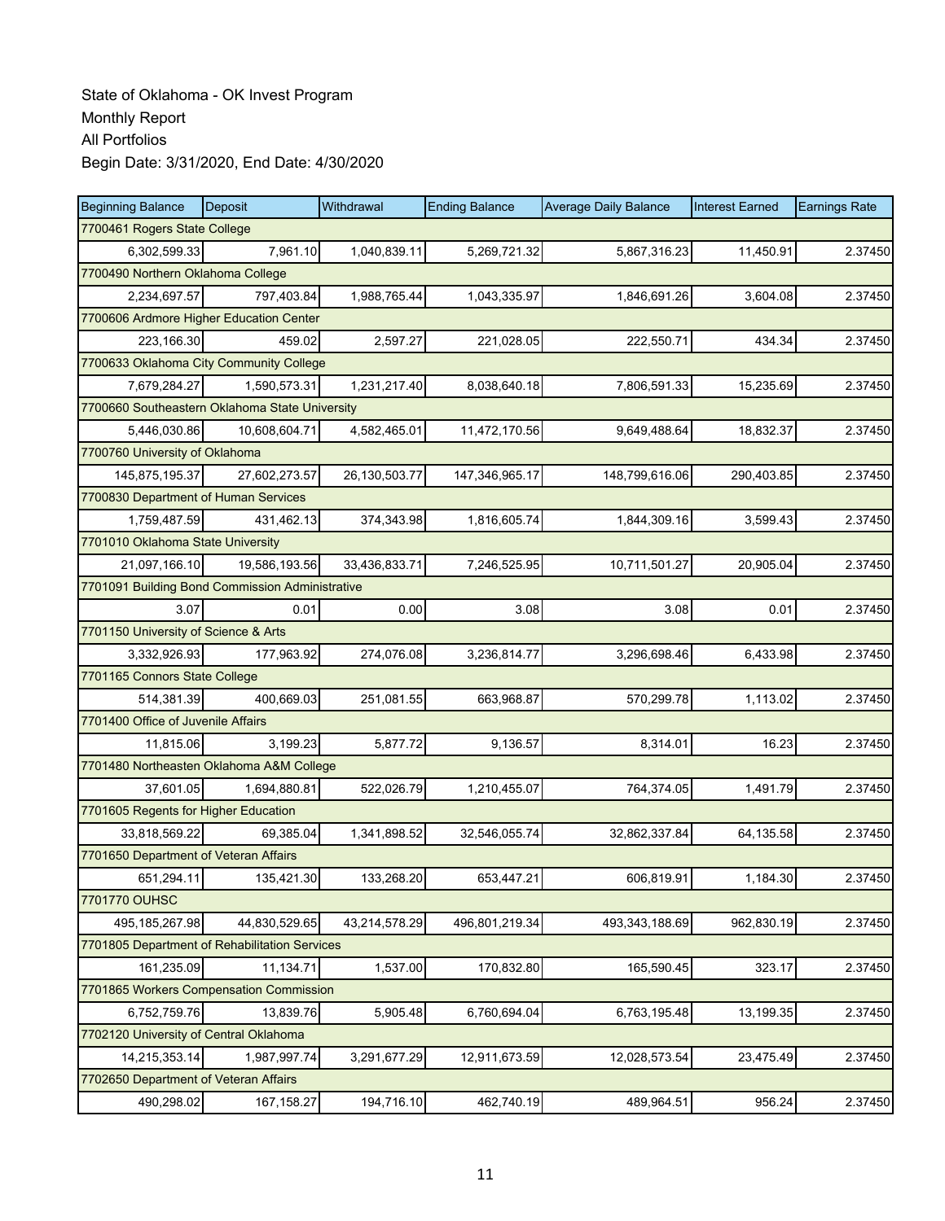State of Oklahoma - OK Invest Program
Monthly Report
All Portfolios
Begin Date: 3/31/2020, End Date: 4/30/2020

| Beginning Balance | Deposit | Withdrawal | Ending Balance | Average Daily Balance | Interest Earned | Earnings Rate |
|---|---|---|---|---|---|---|
| 7700461 Rogers State College | | | | | | |
| 6,302,599.33 | 7,961.10 | 1,040,839.11 | 5,269,721.32 | 5,867,316.23 | 11,450.91 | 2.37450 |
| 7700490 Northern Oklahoma College | | | | | | |
| 2,234,697.57 | 797,403.84 | 1,988,765.44 | 1,043,335.97 | 1,846,691.26 | 3,604.08 | 2.37450 |
| 7700606 Ardmore Higher Education Center | | | | | | |
| 223,166.30 | 459.02 | 2,597.27 | 221,028.05 | 222,550.71 | 434.34 | 2.37450 |
| 7700633 Oklahoma City Community College | | | | | | |
| 7,679,284.27 | 1,590,573.31 | 1,231,217.40 | 8,038,640.18 | 7,806,591.33 | 15,235.69 | 2.37450 |
| 7700660 Southeastern Oklahoma State University | | | | | | |
| 5,446,030.86 | 10,608,604.71 | 4,582,465.01 | 11,472,170.56 | 9,649,488.64 | 18,832.37 | 2.37450 |
| 7700760 University of Oklahoma | | | | | | |
| 145,875,195.37 | 27,602,273.57 | 26,130,503.77 | 147,346,965.17 | 148,799,616.06 | 290,403.85 | 2.37450 |
| 7700830 Department of Human Services | | | | | | |
| 1,759,487.59 | 431,462.13 | 374,343.98 | 1,816,605.74 | 1,844,309.16 | 3,599.43 | 2.37450 |
| 7701010 Oklahoma State University | | | | | | |
| 21,097,166.10 | 19,586,193.56 | 33,436,833.71 | 7,246,525.95 | 10,711,501.27 | 20,905.04 | 2.37450 |
| 7701091 Building Bond Commission Administrative | | | | | | |
| 3.07 | 0.01 | 0.00 | 3.08 | 3.08 | 0.01 | 2.37450 |
| 7701150 University of Science & Arts | | | | | | |
| 3,332,926.93 | 177,963.92 | 274,076.08 | 3,236,814.77 | 3,296,698.46 | 6,433.98 | 2.37450 |
| 7701165 Connors State College | | | | | | |
| 514,381.39 | 400,669.03 | 251,081.55 | 663,968.87 | 570,299.78 | 1,113.02 | 2.37450 |
| 7701400 Office of Juvenile Affairs | | | | | | |
| 11,815.06 | 3,199.23 | 5,877.72 | 9,136.57 | 8,314.01 | 16.23 | 2.37450 |
| 7701480 Northeasten Oklahoma A&M College | | | | | | |
| 37,601.05 | 1,694,880.81 | 522,026.79 | 1,210,455.07 | 764,374.05 | 1,491.79 | 2.37450 |
| 7701605 Regents for Higher Education | | | | | | |
| 33,818,569.22 | 69,385.04 | 1,341,898.52 | 32,546,055.74 | 32,862,337.84 | 64,135.58 | 2.37450 |
| 7701650 Department of Veteran Affairs | | | | | | |
| 651,294.11 | 135,421.30 | 133,268.20 | 653,447.21 | 606,819.91 | 1,184.30 | 2.37450 |
| 7701770 OUHSC | | | | | | |
| 495,185,267.98 | 44,830,529.65 | 43,214,578.29 | 496,801,219.34 | 493,343,188.69 | 962,830.19 | 2.37450 |
| 7701805 Department of Rehabilitation Services | | | | | | |
| 161,235.09 | 11,134.71 | 1,537.00 | 170,832.80 | 165,590.45 | 323.17 | 2.37450 |
| 7701865 Workers Compensation Commission | | | | | | |
| 6,752,759.76 | 13,839.76 | 5,905.48 | 6,760,694.04 | 6,763,195.48 | 13,199.35 | 2.37450 |
| 7702120 University of Central Oklahoma | | | | | | |
| 14,215,353.14 | 1,987,997.74 | 3,291,677.29 | 12,911,673.59 | 12,028,573.54 | 23,475.49 | 2.37450 |
| 7702650 Department of Veteran Affairs | | | | | | |
| 490,298.02 | 167,158.27 | 194,716.10 | 462,740.19 | 489,964.51 | 956.24 | 2.37450 |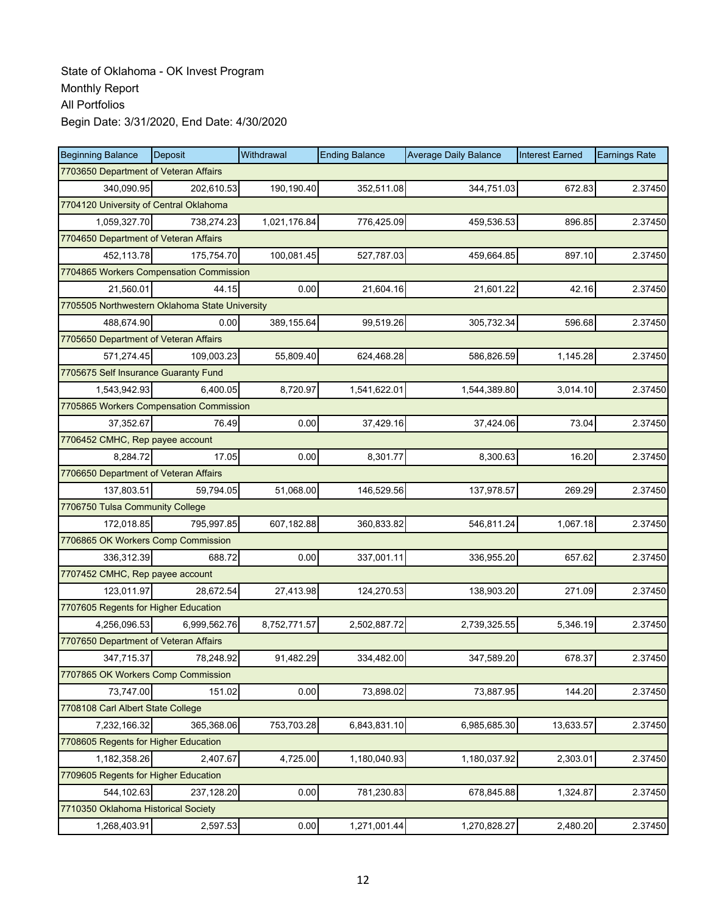State of Oklahoma - OK Invest Program
Monthly Report
All Portfolios
Begin Date: 3/31/2020, End Date: 4/30/2020

| Beginning Balance | Deposit | Withdrawal | Ending Balance | Average Daily Balance | Interest Earned | Earnings Rate |
|---|---|---|---|---|---|---|
| 7703650 Department of Veteran Affairs | | | | | | |
| 340,090.95 | 202,610.53 | 190,190.40 | 352,511.08 | 344,751.03 | 672.83 | 2.37450 |
| 7704120 University of Central Oklahoma | | | | | | |
| 1,059,327.70 | 738,274.23 | 1,021,176.84 | 776,425.09 | 459,536.53 | 896.85 | 2.37450 |
| 7704650 Department of Veteran Affairs | | | | | | |
| 452,113.78 | 175,754.70 | 100,081.45 | 527,787.03 | 459,664.85 | 897.10 | 2.37450 |
| 7704865 Workers Compensation Commission | | | | | | |
| 21,560.01 | 44.15 | 0.00 | 21,604.16 | 21,601.22 | 42.16 | 2.37450 |
| 7705505 Northwestern Oklahoma State University | | | | | | |
| 488,674.90 | 0.00 | 389,155.64 | 99,519.26 | 305,732.34 | 596.68 | 2.37450 |
| 7705650 Department of Veteran Affairs | | | | | | |
| 571,274.45 | 109,003.23 | 55,809.40 | 624,468.28 | 586,826.59 | 1,145.28 | 2.37450 |
| 7705675 Self Insurance Guaranty Fund | | | | | | |
| 1,543,942.93 | 6,400.05 | 8,720.97 | 1,541,622.01 | 1,544,389.80 | 3,014.10 | 2.37450 |
| 7705865 Workers Compensation Commission | | | | | | |
| 37,352.67 | 76.49 | 0.00 | 37,429.16 | 37,424.06 | 73.04 | 2.37450 |
| 7706452 CMHC, Rep payee account | | | | | | |
| 8,284.72 | 17.05 | 0.00 | 8,301.77 | 8,300.63 | 16.20 | 2.37450 |
| 7706650 Department of Veteran Affairs | | | | | | |
| 137,803.51 | 59,794.05 | 51,068.00 | 146,529.56 | 137,978.57 | 269.29 | 2.37450 |
| 7706750 Tulsa Community College | | | | | | |
| 172,018.85 | 795,997.85 | 607,182.88 | 360,833.82 | 546,811.24 | 1,067.18 | 2.37450 |
| 7706865 OK Workers Comp Commission | | | | | | |
| 336,312.39 | 688.72 | 0.00 | 337,001.11 | 336,955.20 | 657.62 | 2.37450 |
| 7707452 CMHC, Rep payee account | | | | | | |
| 123,011.97 | 28,672.54 | 27,413.98 | 124,270.53 | 138,903.20 | 271.09 | 2.37450 |
| 7707605 Regents for Higher Education | | | | | | |
| 4,256,096.53 | 6,999,562.76 | 8,752,771.57 | 2,502,887.72 | 2,739,325.55 | 5,346.19 | 2.37450 |
| 7707650 Department of Veteran Affairs | | | | | | |
| 347,715.37 | 78,248.92 | 91,482.29 | 334,482.00 | 347,589.20 | 678.37 | 2.37450 |
| 7707865 OK Workers Comp Commission | | | | | | |
| 73,747.00 | 151.02 | 0.00 | 73,898.02 | 73,887.95 | 144.20 | 2.37450 |
| 7708108 Carl Albert State College | | | | | | |
| 7,232,166.32 | 365,368.06 | 753,703.28 | 6,843,831.10 | 6,985,685.30 | 13,633.57 | 2.37450 |
| 7708605 Regents for Higher Education | | | | | | |
| 1,182,358.26 | 2,407.67 | 4,725.00 | 1,180,040.93 | 1,180,037.92 | 2,303.01 | 2.37450 |
| 7709605 Regents for Higher Education | | | | | | |
| 544,102.63 | 237,128.20 | 0.00 | 781,230.83 | 678,845.88 | 1,324.87 | 2.37450 |
| 7710350 Oklahoma Historical Society | | | | | | |
| 1,268,403.91 | 2,597.53 | 0.00 | 1,271,001.44 | 1,270,828.27 | 2,480.20 | 2.37450 |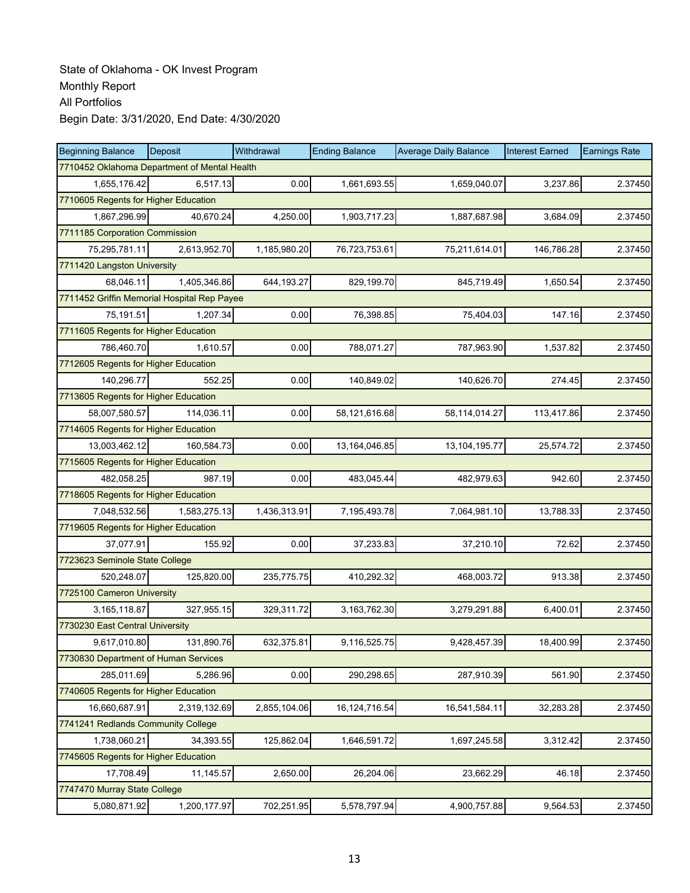State of Oklahoma - OK Invest Program
Monthly Report
All Portfolios
Begin Date: 3/31/2020, End Date: 4/30/2020

| Beginning Balance | Deposit | Withdrawal | Ending Balance | Average Daily Balance | Interest Earned | Earnings Rate |
|---|---|---|---|---|---|---|
| 7710452 Oklahoma Department of Mental Health | | | | | | |
| 1,655,176.42 | 6,517.13 | 0.00 | 1,661,693.55 | 1,659,040.07 | 3,237.86 | 2.37450 |
| 7710605 Regents for Higher Education | | | | | | |
| 1,867,296.99 | 40,670.24 | 4,250.00 | 1,903,717.23 | 1,887,687.98 | 3,684.09 | 2.37450 |
| 7711185 Corporation Commission | | | | | | |
| 75,295,781.11 | 2,613,952.70 | 1,185,980.20 | 76,723,753.61 | 75,211,614.01 | 146,786.28 | 2.37450 |
| 7711420 Langston University | | | | | | |
| 68,046.11 | 1,405,346.86 | 644,193.27 | 829,199.70 | 845,719.49 | 1,650.54 | 2.37450 |
| 7711452 Griffin Memorial Hospital Rep Payee | | | | | | |
| 75,191.51 | 1,207.34 | 0.00 | 76,398.85 | 75,404.03 | 147.16 | 2.37450 |
| 7711605 Regents for Higher Education | | | | | | |
| 786,460.70 | 1,610.57 | 0.00 | 788,071.27 | 787,963.90 | 1,537.82 | 2.37450 |
| 7712605 Regents for Higher Education | | | | | | |
| 140,296.77 | 552.25 | 0.00 | 140,849.02 | 140,626.70 | 274.45 | 2.37450 |
| 7713605 Regents for Higher Education | | | | | | |
| 58,007,580.57 | 114,036.11 | 0.00 | 58,121,616.68 | 58,114,014.27 | 113,417.86 | 2.37450 |
| 7714605 Regents for Higher Education | | | | | | |
| 13,003,462.12 | 160,584.73 | 0.00 | 13,164,046.85 | 13,104,195.77 | 25,574.72 | 2.37450 |
| 7715605 Regents for Higher Education | | | | | | |
| 482,058.25 | 987.19 | 0.00 | 483,045.44 | 482,979.63 | 942.60 | 2.37450 |
| 7718605 Regents for Higher Education | | | | | | |
| 7,048,532.56 | 1,583,275.13 | 1,436,313.91 | 7,195,493.78 | 7,064,981.10 | 13,788.33 | 2.37450 |
| 7719605 Regents for Higher Education | | | | | | |
| 37,077.91 | 155.92 | 0.00 | 37,233.83 | 37,210.10 | 72.62 | 2.37450 |
| 7723623 Seminole State College | | | | | | |
| 520,248.07 | 125,820.00 | 235,775.75 | 410,292.32 | 468,003.72 | 913.38 | 2.37450 |
| 7725100 Cameron University | | | | | | |
| 3,165,118.87 | 327,955.15 | 329,311.72 | 3,163,762.30 | 3,279,291.88 | 6,400.01 | 2.37450 |
| 7730230 East Central University | | | | | | |
| 9,617,010.80 | 131,890.76 | 632,375.81 | 9,116,525.75 | 9,428,457.39 | 18,400.99 | 2.37450 |
| 7730830 Department of Human Services | | | | | | |
| 285,011.69 | 5,286.96 | 0.00 | 290,298.65 | 287,910.39 | 561.90 | 2.37450 |
| 7740605 Regents for Higher Education | | | | | | |
| 16,660,687.91 | 2,319,132.69 | 2,855,104.06 | 16,124,716.54 | 16,541,584.11 | 32,283.28 | 2.37450 |
| 7741241 Redlands Community College | | | | | | |
| 1,738,060.21 | 34,393.55 | 125,862.04 | 1,646,591.72 | 1,697,245.58 | 3,312.42 | 2.37450 |
| 7745605 Regents for Higher Education | | | | | | |
| 17,708.49 | 11,145.57 | 2,650.00 | 26,204.06 | 23,662.29 | 46.18 | 2.37450 |
| 7747470 Murray State College | | | | | | |
| 5,080,871.92 | 1,200,177.97 | 702,251.95 | 5,578,797.94 | 4,900,757.88 | 9,564.53 | 2.37450 |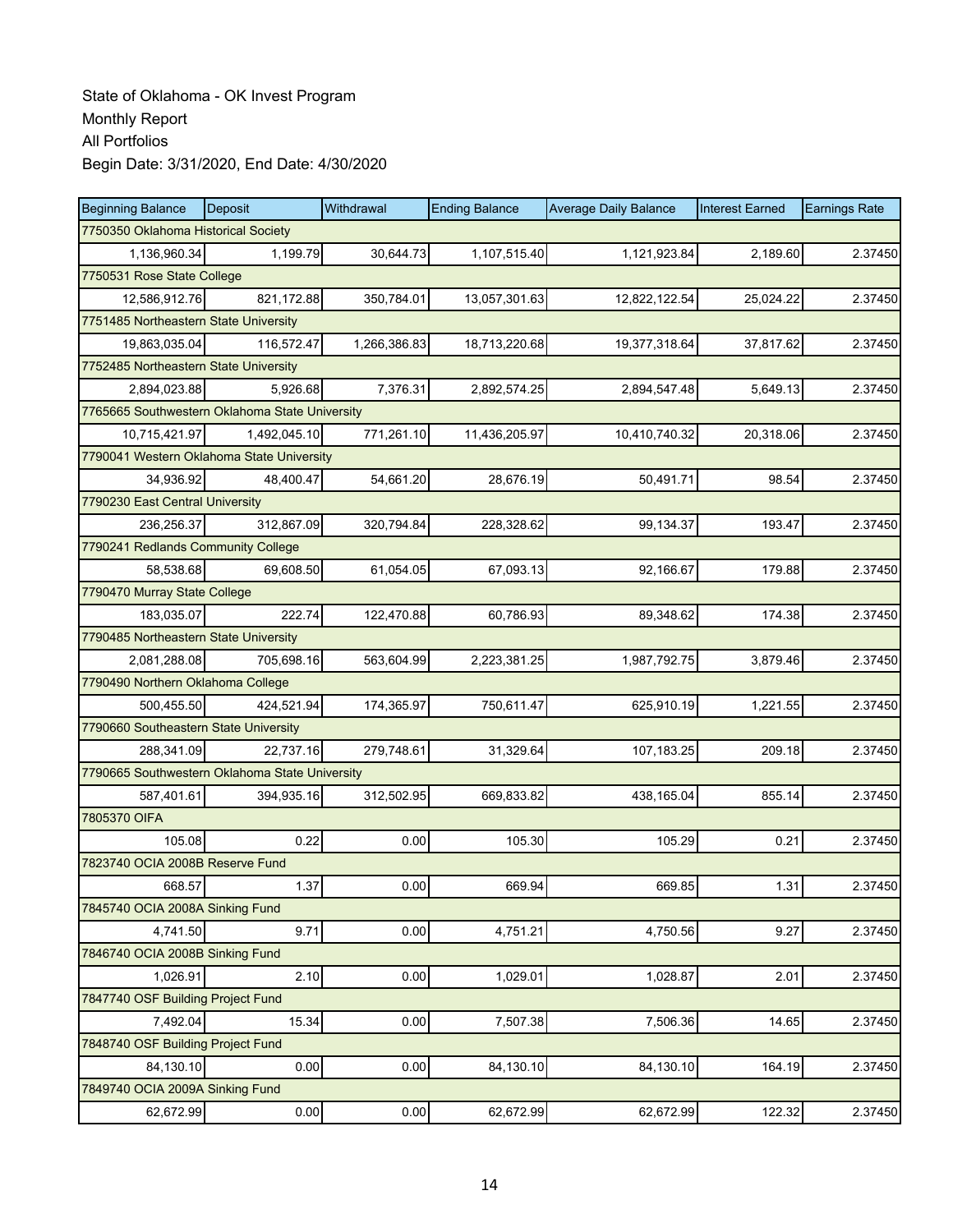State of Oklahoma - OK Invest Program
Monthly Report
All Portfolios
Begin Date: 3/31/2020, End Date: 4/30/2020

| Beginning Balance | Deposit | Withdrawal | Ending Balance | Average Daily Balance | Interest Earned | Earnings Rate |
|---|---|---|---|---|---|---|
| 7750350 Oklahoma Historical Society | | | | | | |
| 1,136,960.34 | 1,199.79 | 30,644.73 | 1,107,515.40 | 1,121,923.84 | 2,189.60 | 2.37450 |
| 7750531 Rose State College | | | | | | |
| 12,586,912.76 | 821,172.88 | 350,784.01 | 13,057,301.63 | 12,822,122.54 | 25,024.22 | 2.37450 |
| 7751485 Northeastern State University | | | | | | |
| 19,863,035.04 | 116,572.47 | 1,266,386.83 | 18,713,220.68 | 19,377,318.64 | 37,817.62 | 2.37450 |
| 7752485 Northeastern State University | | | | | | |
| 2,894,023.88 | 5,926.68 | 7,376.31 | 2,892,574.25 | 2,894,547.48 | 5,649.13 | 2.37450 |
| 7765665 Southwestern Oklahoma State University | | | | | | |
| 10,715,421.97 | 1,492,045.10 | 771,261.10 | 11,436,205.97 | 10,410,740.32 | 20,318.06 | 2.37450 |
| 7790041 Western Oklahoma State University | | | | | | |
| 34,936.92 | 48,400.47 | 54,661.20 | 28,676.19 | 50,491.71 | 98.54 | 2.37450 |
| 7790230 East Central University | | | | | | |
| 236,256.37 | 312,867.09 | 320,794.84 | 228,328.62 | 99,134.37 | 193.47 | 2.37450 |
| 7790241 Redlands Community College | | | | | | |
| 58,538.68 | 69,608.50 | 61,054.05 | 67,093.13 | 92,166.67 | 179.88 | 2.37450 |
| 7790470 Murray State College | | | | | | |
| 183,035.07 | 222.74 | 122,470.88 | 60,786.93 | 89,348.62 | 174.38 | 2.37450 |
| 7790485 Northeastern State University | | | | | | |
| 2,081,288.08 | 705,698.16 | 563,604.99 | 2,223,381.25 | 1,987,792.75 | 3,879.46 | 2.37450 |
| 7790490 Northern Oklahoma College | | | | | | |
| 500,455.50 | 424,521.94 | 174,365.97 | 750,611.47 | 625,910.19 | 1,221.55 | 2.37450 |
| 7790660 Southeastern State University | | | | | | |
| 288,341.09 | 22,737.16 | 279,748.61 | 31,329.64 | 107,183.25 | 209.18 | 2.37450 |
| 7790665 Southwestern Oklahoma State University | | | | | | |
| 587,401.61 | 394,935.16 | 312,502.95 | 669,833.82 | 438,165.04 | 855.14 | 2.37450 |
| 7805370 OIFA | | | | | | |
| 105.08 | 0.22 | 0.00 | 105.30 | 105.29 | 0.21 | 2.37450 |
| 7823740 OCIA 2008B Reserve Fund | | | | | | |
| 668.57 | 1.37 | 0.00 | 669.94 | 669.85 | 1.31 | 2.37450 |
| 7845740 OCIA 2008A Sinking Fund | | | | | | |
| 4,741.50 | 9.71 | 0.00 | 4,751.21 | 4,750.56 | 9.27 | 2.37450 |
| 7846740 OCIA 2008B Sinking Fund | | | | | | |
| 1,026.91 | 2.10 | 0.00 | 1,029.01 | 1,028.87 | 2.01 | 2.37450 |
| 7847740 OSF Building Project Fund | | | | | | |
| 7,492.04 | 15.34 | 0.00 | 7,507.38 | 7,506.36 | 14.65 | 2.37450 |
| 7848740 OSF Building Project Fund | | | | | | |
| 84,130.10 | 0.00 | 0.00 | 84,130.10 | 84,130.10 | 164.19 | 2.37450 |
| 7849740 OCIA 2009A Sinking Fund | | | | | | |
| 62,672.99 | 0.00 | 0.00 | 62,672.99 | 62,672.99 | 122.32 | 2.37450 |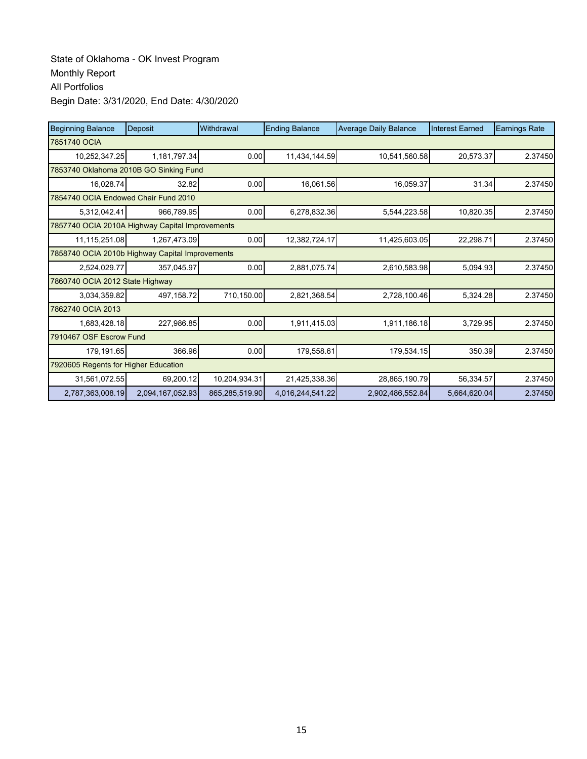State of Oklahoma - OK Invest Program
Monthly Report
All Portfolios
Begin Date: 3/31/2020, End Date: 4/30/2020

| Beginning Balance | Deposit | Withdrawal | Ending Balance | Average Daily Balance | Interest Earned | Earnings Rate |
|---|---|---|---|---|---|---|
| 7851740 OCIA | | | | | | |
| 10,252,347.25 | 1,181,797.34 | 0.00 | 11,434,144.59 | 10,541,560.58 | 20,573.37 | 2.37450 |
| 7853740 Oklahoma 2010B GO Sinking Fund | | | | | | |
| 16,028.74 | 32.82 | 0.00 | 16,061.56 | 16,059.37 | 31.34 | 2.37450 |
| 7854740 OCIA Endowed Chair Fund 2010 | | | | | | |
| 5,312,042.41 | 966,789.95 | 0.00 | 6,278,832.36 | 5,544,223.58 | 10,820.35 | 2.37450 |
| 7857740 OCIA 2010A Highway Capital Improvements | | | | | | |
| 11,115,251.08 | 1,267,473.09 | 0.00 | 12,382,724.17 | 11,425,603.05 | 22,298.71 | 2.37450 |
| 7858740 OCIA 2010b Highway Capital Improvements | | | | | | |
| 2,524,029.77 | 357,045.97 | 0.00 | 2,881,075.74 | 2,610,583.98 | 5,094.93 | 2.37450 |
| 7860740 OCIA 2012 State Highway | | | | | | |
| 3,034,359.82 | 497,158.72 | 710,150.00 | 2,821,368.54 | 2,728,100.46 | 5,324.28 | 2.37450 |
| 7862740 OCIA 2013 | | | | | | |
| 1,683,428.18 | 227,986.85 | 0.00 | 1,911,415.03 | 1,911,186.18 | 3,729.95 | 2.37450 |
| 7910467 OSF Escrow Fund | | | | | | |
| 179,191.65 | 366.96 | 0.00 | 179,558.61 | 179,534.15 | 350.39 | 2.37450 |
| 7920605 Regents for Higher Education | | | | | | |
| 31,561,072.55 | 69,200.12 | 10,204,934.31 | 21,425,338.36 | 28,865,190.79 | 56,334.57 | 2.37450 |
| 2,787,363,008.19 | 2,094,167,052.93 | 865,285,519.90 | 4,016,244,541.22 | 2,902,486,552.84 | 5,664,620.04 | 2.37450 |